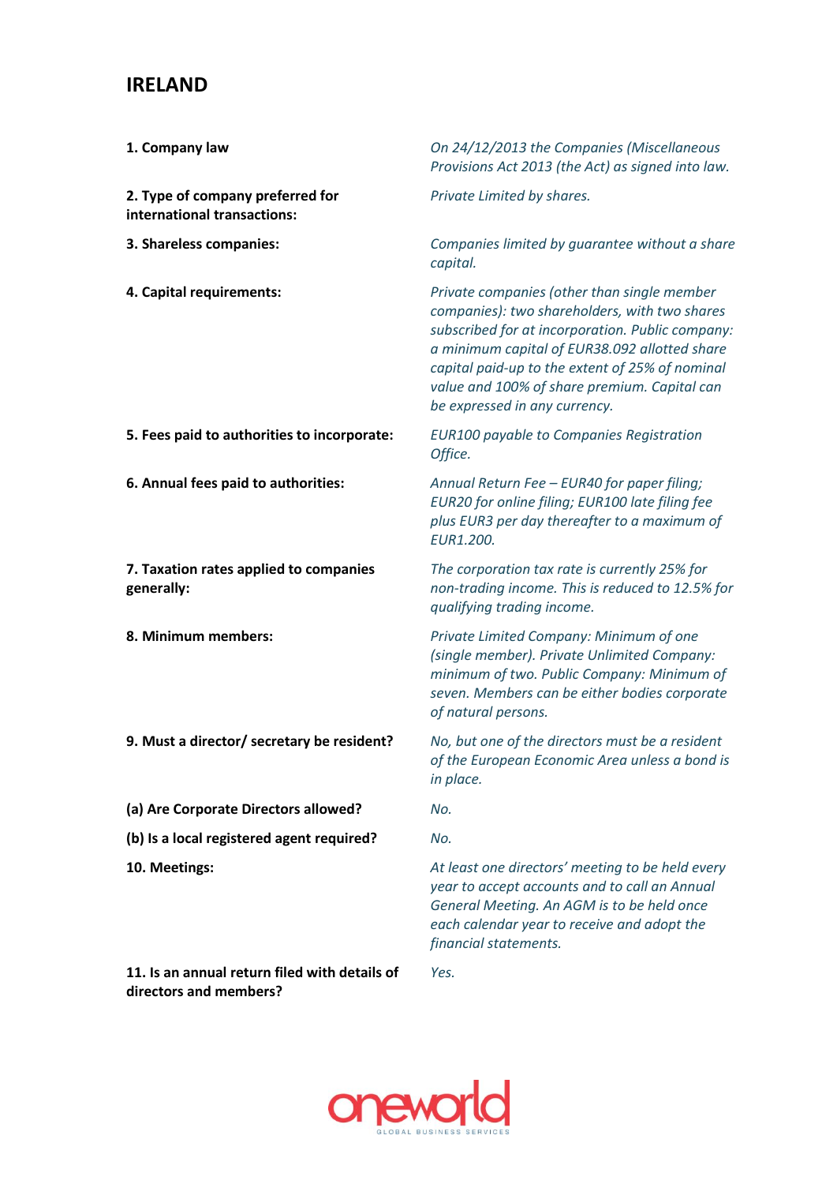# IRELAND

| | |
|---|---|
| **1. Company law** | *On 24/12/2013 the Companies (Miscellaneous Provisions Act 2013 (the Act) as signed into law.* |
| **2. Type of company preferred for international transactions:** | *Private Limited by shares.* |
| **3. Shareless companies:** | *Companies limited by guarantee without a share capital.* |
| **4. Capital requirements:** | *Private companies (other than single member companies): two shareholders, with two shares subscribed for at incorporation. Public company: a minimum capital of EUR38.092 allotted share capital paid-up to the extent of 25% of nominal value and 100% of share premium. Capital can be expressed in any currency.* |
| **5. Fees paid to authorities to incorporate:** | *EUR100 payable to Companies Registration Office.* |
| **6. Annual fees paid to authorities:** | *Annual Return Fee – EUR40 for paper filing; EUR20 for online filing; EUR100 late filing fee plus EUR3 per day thereafter to a maximum of EUR1.200.* |
| **7. Taxation rates applied to companies generally:** | *The corporation tax rate is currently 25% for non-trading income. This is reduced to 12.5% for qualifying trading income.* |
| **8. Minimum members:** | *Private Limited Company: Minimum of one (single member). Private Unlimited Company: minimum of two. Public Company: Minimum of seven. Members can be either bodies corporate of natural persons.* |
| **9. Must a director/ secretary be resident?** | *No, but one of the directors must be a resident of the European Economic Area unless a bond is in place.* |
| **(a) Are Corporate Directors allowed?** | *No.* |
| **(b) Is a local registered agent required?** | *No.* |
| **10. Meetings:** | *At least one directors' meeting to be held every year to accept accounts and to call an Annual General Meeting. An AGM is to be held once each calendar year to receive and adopt the financial statements.* |
| **11. Is an annual return filed with details of directors and members?** | *Yes.* |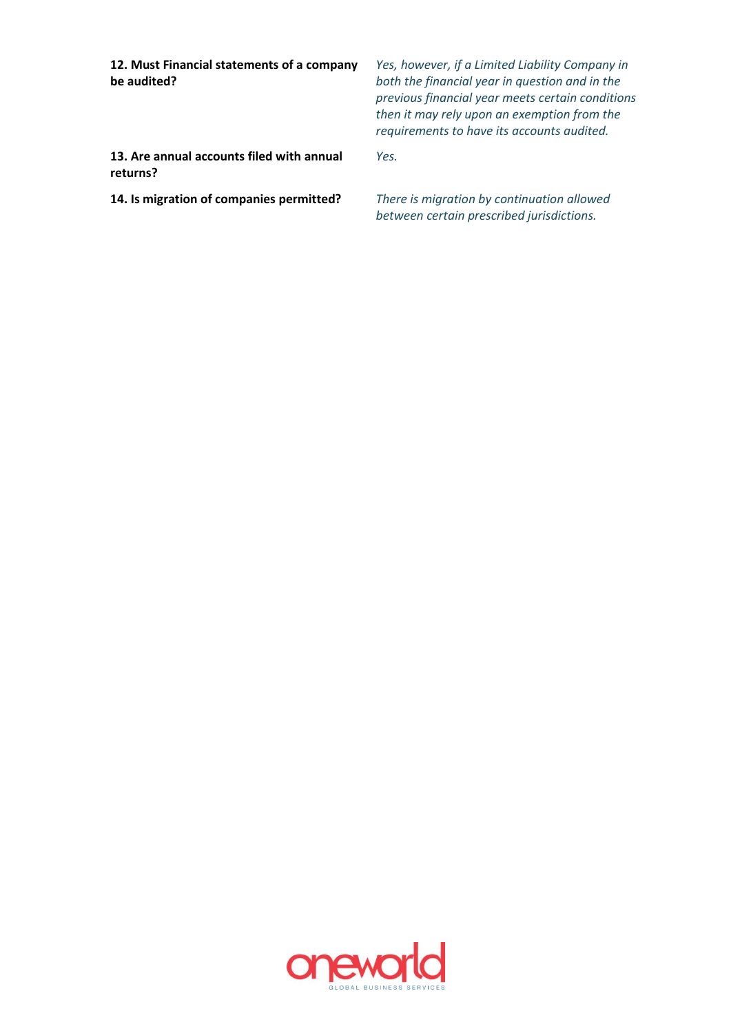| | |
|---|---|
| **12. Must Financial statements of a company be audited?** | *Yes, however, if a Limited Liability Company in both the financial year in question and in the previous financial year meets certain conditions then it may rely upon an exemption from the requirements to have its accounts audited.* |
| **13. Are annual accounts filed with annual returns?** | *Yes.* |
| **14. Is migration of companies permitted?** | *There is migration by continuation allowed between certain prescribed jurisdictions.* |